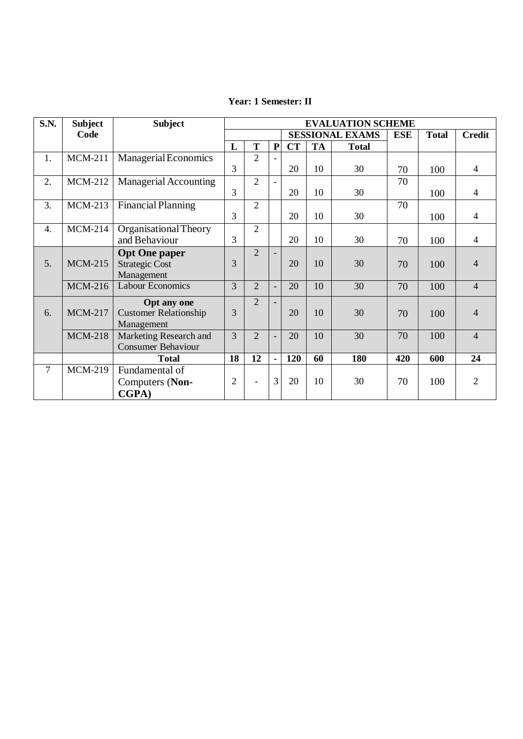**Year: 1 Semester: II**

| S.N. | Subject Code | Subject | EVALUATION SCHEME | | | | | | | | |
|---|---|---|---|---|---|---|---|---|---|---|---|
| | | | | | | SESSIONAL EXAMS | | | ESE | Total | Credit |
| | | | L | T | P | CT | TA | Total | | | |
| 1. | MCM-211 | Managerial Economics | 3 | 2 | - | 20 | 10 | 30 | 70 | 100 | 4 |
| 2. | MCM-212 | Managerial Accounting | 3 | 2 | - | 20 | 10 | 30 | 70 | 100 | 4 |
| 3. | MCM-213 | Financial Planning | 3 | 2 | | 20 | 10 | 30 | 70 | 100 | 4 |
| 4. | MCM-214 | Organisational Theory and Behaviour | 3 | 2 | | 20 | 10 | 30 | 70 | 100 | 4 |
| 5. | MCM-215 | **Opt One paper** Strategic Cost Management | 3 | 2 | - | 20 | 10 | 30 | 70 | 100 | 4 |
| | MCM-216 | Labour Economics | 3 | 2 | - | 20 | 10 | 30 | 70 | 100 | 4 |
| 6. | MCM-217 | **Opt any one** Customer Relationship Management | 3 | 2 | - | 20 | 10 | 30 | 70 | 100 | 4 |
| | MCM-218 | Marketing Research and Consumer Behaviour | 3 | 2 | - | 20 | 10 | 30 | 70 | 100 | 4 |
| | | **Total** | **18** | **12** | **-** | **120** | **60** | **180** | **420** | **600** | **24** |
| 7 | MCM-219 | Fundamental of Computers (**Non-CGPA)** | 2 | - | 3 | 20 | 10 | 30 | 70 | 100 | 2 |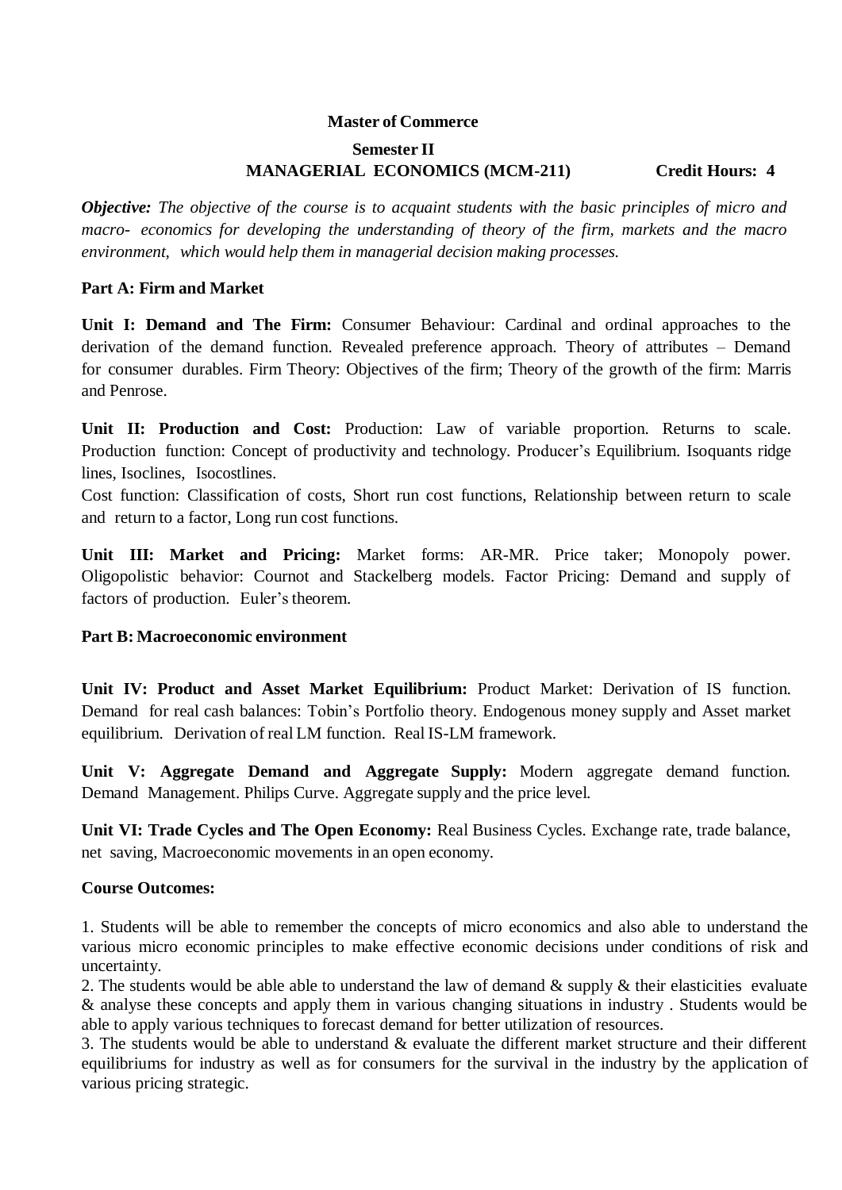**Master of Commerce**

**Semester II**

**MANAGERIAL ECONOMICS (MCM-211) Credit Hours: 4**

***Objective:*** *The objective of the course is to acquaint students with the basic principles of micro and macro- economics for developing the understanding of theory of the firm, markets and the macro environment, which would help them in managerial decision making processes.*

**Part A: Firm and Market**

**Unit I: Demand and The Firm:** Consumer Behaviour: Cardinal and ordinal approaches to the derivation of the demand function. Revealed preference approach. Theory of attributes – Demand for consumer durables. Firm Theory: Objectives of the firm; Theory of the growth of the firm: Marris and Penrose.

**Unit II: Production and Cost:** Production: Law of variable proportion. Returns to scale. Production function: Concept of productivity and technology. Producer's Equilibrium. Isoquants ridge lines, Isoclines, Isocostlines.

Cost function: Classification of costs, Short run cost functions, Relationship between return to scale and return to a factor, Long run cost functions.

**Unit III: Market and Pricing:** Market forms: AR-MR. Price taker; Monopoly power. Oligopolistic behavior: Cournot and Stackelberg models. Factor Pricing: Demand and supply of factors of production. Euler's theorem.

**Part B: Macroeconomic environment**

**Unit IV: Product and Asset Market Equilibrium:** Product Market: Derivation of IS function. Demand for real cash balances: Tobin's Portfolio theory. Endogenous money supply and Asset market equilibrium. Derivation of real LM function. Real IS-LM framework.

**Unit V: Aggregate Demand and Aggregate Supply:** Modern aggregate demand function. Demand Management. Philips Curve. Aggregate supply and the price level.

**Unit VI: Trade Cycles and The Open Economy:** Real Business Cycles. Exchange rate, trade balance, net saving, Macroeconomic movements in an open economy.

**Course Outcomes:**

1. Students will be able to remember the concepts of micro economics and also able to understand the various micro economic principles to make effective economic decisions under conditions of risk and uncertainty.
2. The students would be able able to understand the law of demand & supply & their elasticities evaluate & analyse these concepts and apply them in various changing situations in industry . Students would be able to apply various techniques to forecast demand for better utilization of resources.
3. The students would be able to understand & evaluate the different market structure and their different equilibriums for industry as well as for consumers for the survival in the industry by the application of various pricing strategic.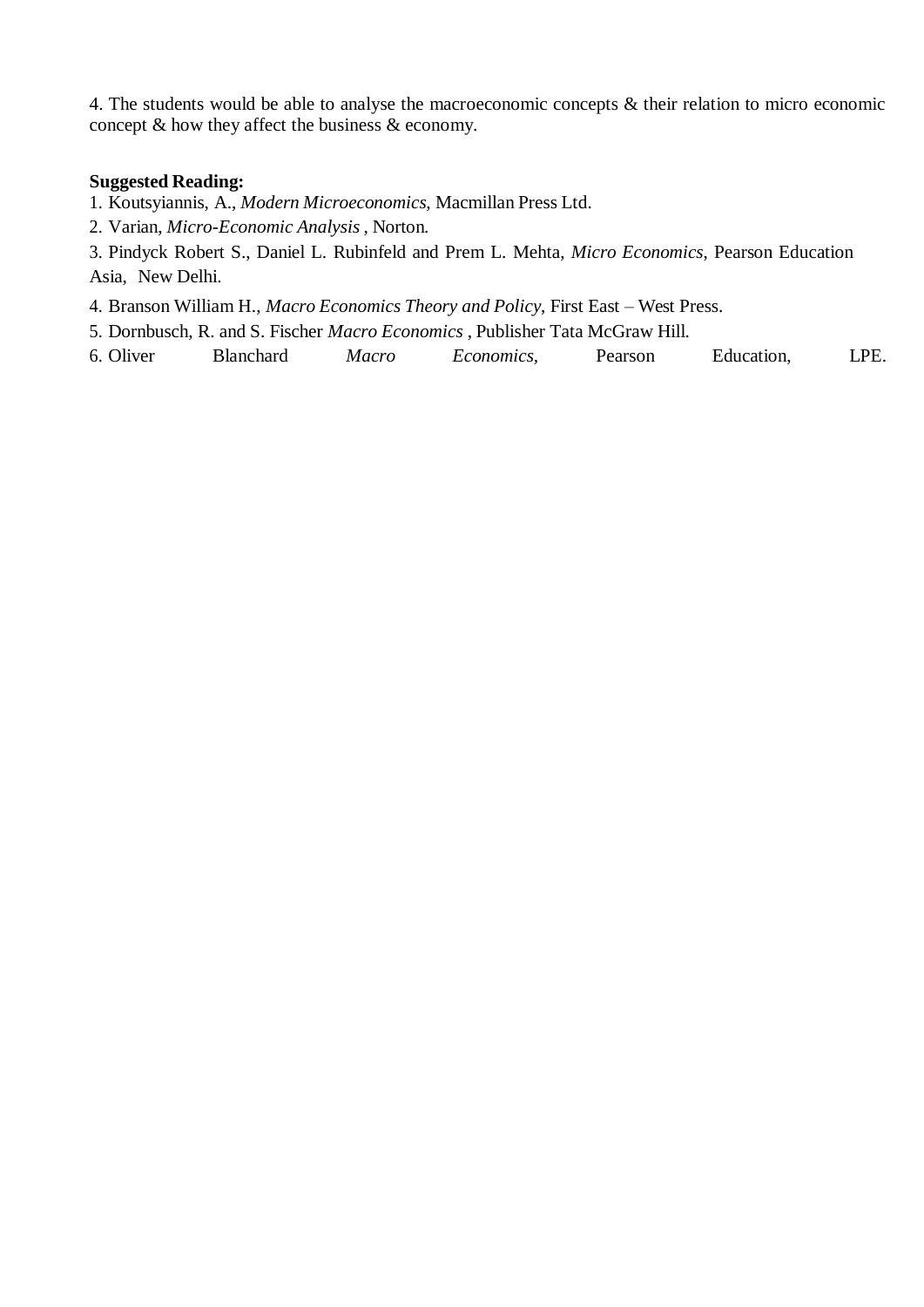4. The students would be able to analyse the macroeconomic concepts & their relation to micro economic concept & how they affect the business & economy.

**Suggested Reading:**

1. Koutsyiannis, A., *Modern Microeconomics,* Macmillan Press Ltd.
2. Varian, *Micro-Economic Analysis* , Norton.
3. Pindyck Robert S., Daniel L. Rubinfeld and Prem L. Mehta, *Micro Economics*, Pearson Education Asia, New Delhi.
4. Branson William H., *Macro Economics Theory and Policy*, First East – West Press.
5. Dornbusch, R. and S. Fischer *Macro Economics* , Publisher Tata McGraw Hill.
6. Oliver Blanchard *Macro Economics,* Pearson Education, LPE.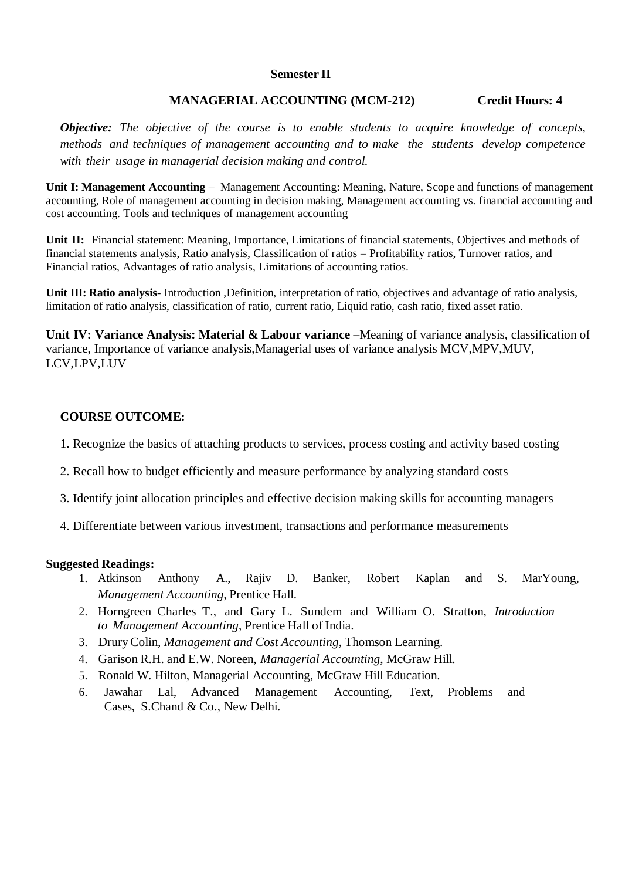**Semester II**

**MANAGERIAL ACCOUNTING (MCM-212) Credit Hours: 4**

***Objective:*** *The objective of the course is to enable students to acquire knowledge of concepts, methods and techniques of management accounting and to make the students develop competence with their usage in managerial decision making and control.*

**Unit I: Management Accounting** – Management Accounting: Meaning, Nature, Scope and functions of management accounting, Role of management accounting in decision making, Management accounting vs. financial accounting and cost accounting. Tools and techniques of management accounting

**Unit II:** Financial statement: Meaning, Importance, Limitations of financial statements, Objectives and methods of financial statements analysis, Ratio analysis, Classification of ratios – Profitability ratios, Turnover ratios, and Financial ratios, Advantages of ratio analysis, Limitations of accounting ratios.

**Unit III: Ratio analysis-** Introduction ,Definition, interpretation of ratio, objectives and advantage of ratio analysis, limitation of ratio analysis, classification of ratio, current ratio, Liquid ratio, cash ratio, fixed asset ratio.

**Unit IV: Variance Analysis: Material & Labour variance** –Meaning of variance analysis, classification of variance, Importance of variance analysis,Managerial uses of variance analysis MCV,MPV,MUV, LCV,LPV,LUV

**COURSE OUTCOME:**

1. Recognize the basics of attaching products to services, process costing and activity based costing
2. Recall how to budget efficiently and measure performance by analyzing standard costs
3. Identify joint allocation principles and effective decision making skills for accounting managers
4. Differentiate between various investment, transactions and performance measurements

**Suggested Readings:**

1. Atkinson Anthony A., Rajiv D. Banker, Robert Kaplan and S. MarYoung, *Management Accounting*, Prentice Hall.
2. Horngreen Charles T., and Gary L. Sundem and William O. Stratton, *Introduction to Management Accounting*, Prentice Hall of India.
3. Drury Colin, *Management and Cost Accounting*, Thomson Learning.
4. Garison R.H. and E.W. Noreen, *Managerial Accounting*, McGraw Hill.
5. Ronald W. Hilton, Managerial Accounting, McGraw Hill Education.
6. Jawahar Lal, Advanced Management Accounting, Text, Problems and Cases, S.Chand & Co., New Delhi.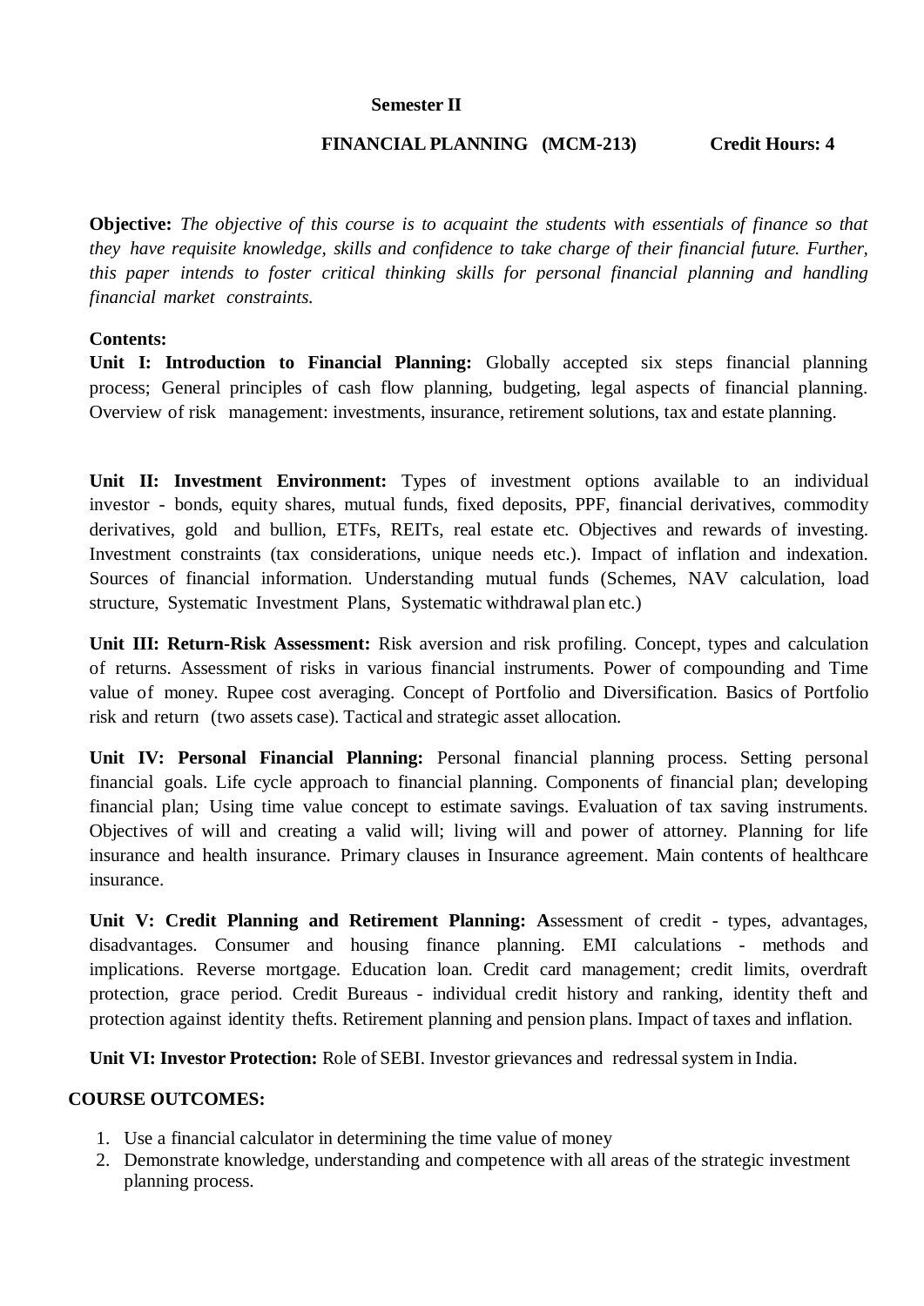**Semester II**

## FINANCIAL PLANNING (MCM-213) Credit Hours: 4

**Objective:** *The objective of this course is to acquaint the students with essentials of finance so that they have requisite knowledge, skills and confidence to take charge of their financial future. Further, this paper intends to foster critical thinking skills for personal financial planning and handling financial market constraints.*

**Contents:**

**Unit I: Introduction to Financial Planning:** Globally accepted six steps financial planning process; General principles of cash flow planning, budgeting, legal aspects of financial planning. Overview of risk management: investments, insurance, retirement solutions, tax and estate planning.

**Unit II: Investment Environment:** Types of investment options available to an individual investor - bonds, equity shares, mutual funds, fixed deposits, PPF, financial derivatives, commodity derivatives, gold and bullion, ETFs, REITs, real estate etc. Objectives and rewards of investing. Investment constraints (tax considerations, unique needs etc.). Impact of inflation and indexation. Sources of financial information. Understanding mutual funds (Schemes, NAV calculation, load structure, Systematic Investment Plans, Systematic withdrawal plan etc.)

**Unit III: Return-Risk Assessment:** Risk aversion and risk profiling. Concept, types and calculation of returns. Assessment of risks in various financial instruments. Power of compounding and Time value of money. Rupee cost averaging. Concept of Portfolio and Diversification. Basics of Portfolio risk and return (two assets case). Tactical and strategic asset allocation.

**Unit IV: Personal Financial Planning:** Personal financial planning process. Setting personal financial goals. Life cycle approach to financial planning. Components of financial plan; developing financial plan; Using time value concept to estimate savings. Evaluation of tax saving instruments. Objectives of will and creating a valid will; living will and power of attorney. Planning for life insurance and health insurance. Primary clauses in Insurance agreement. Main contents of healthcare insurance.

**Unit V: Credit Planning and Retirement Planning: A**ssessment of credit - types, advantages, disadvantages. Consumer and housing finance planning. EMI calculations - methods and implications. Reverse mortgage. Education loan. Credit card management; credit limits, overdraft protection, grace period. Credit Bureaus - individual credit history and ranking, identity theft and protection against identity thefts. Retirement planning and pension plans. Impact of taxes and inflation.

**Unit VI: Investor Protection:** Role of SEBI. Investor grievances and redressal system in India.

**COURSE OUTCOMES:**

1. Use a financial calculator in determining the time value of money
2. Demonstrate knowledge, understanding and competence with all areas of the strategic investment planning process.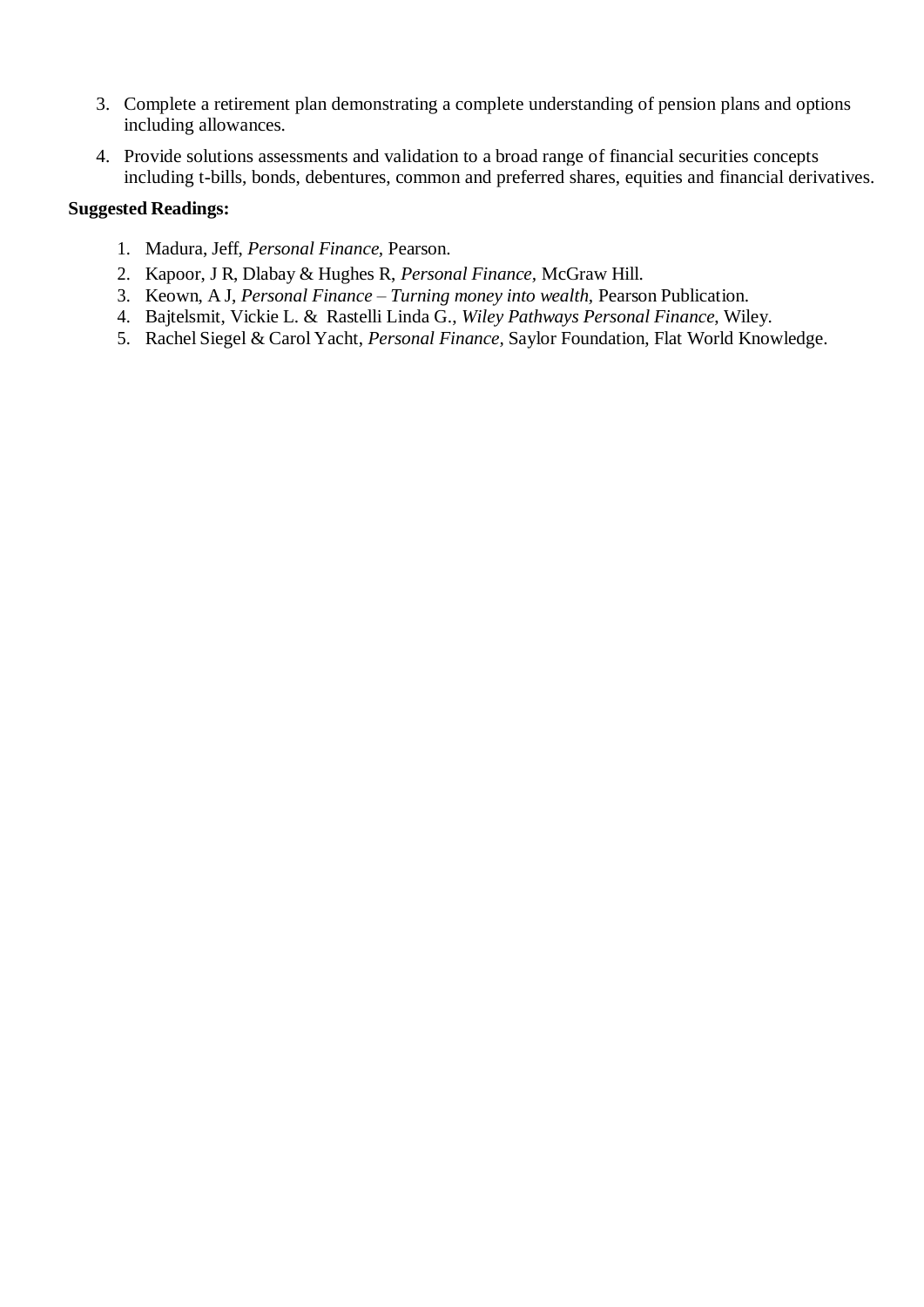3. Complete a retirement plan demonstrating a complete understanding of pension plans and options including allowances.
4. Provide solutions assessments and validation to a broad range of financial securities concepts including t-bills, bonds, debentures, common and preferred shares, equities and financial derivatives.

**Suggested Readings:**

1. Madura, Jeff, *Personal Finance*, Pearson.
2. Kapoor, J R, Dlabay & Hughes R, *Personal Finance*, McGraw Hill.
3. Keown, A J, *Personal Finance – Turning money into wealth*, Pearson Publication.
4. Bajtelsmit, Vickie L. & Rastelli Linda G., *Wiley Pathways Personal Finance*, Wiley.
5. Rachel Siegel & Carol Yacht, *Personal Finance*, Saylor Foundation, Flat World Knowledge.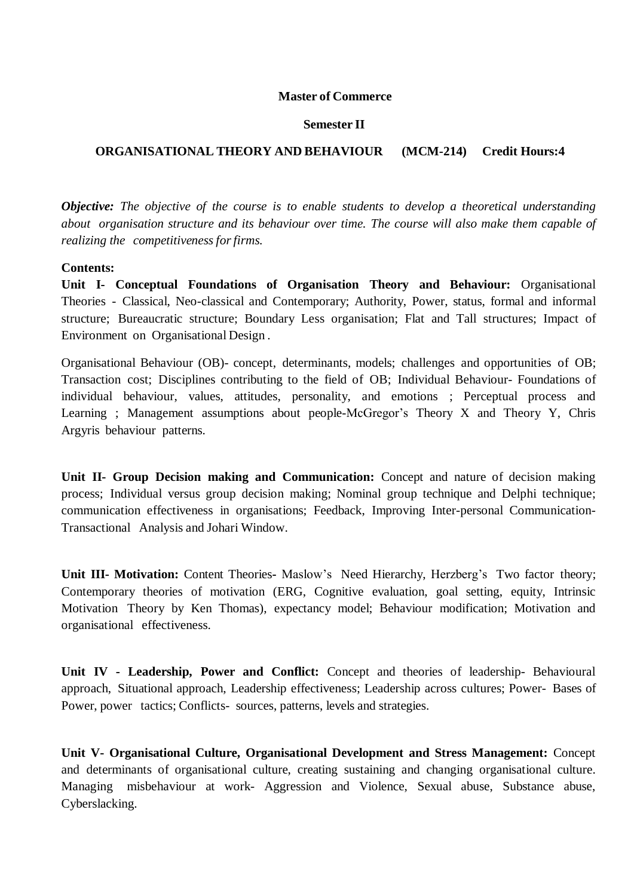**Master of Commerce**

**Semester II**

**ORGANISATIONAL THEORY AND BEHAVIOUR (MCM-214) Credit Hours:4**

***Objective:*** *The objective of the course is to enable students to develop a theoretical understanding about organisation structure and its behaviour over time. The course will also make them capable of realizing the competitiveness for firms.*

**Contents:**

**Unit I- Conceptual Foundations of Organisation Theory and Behaviour:** Organisational Theories - Classical, Neo-classical and Contemporary; Authority, Power, status, formal and informal structure; Bureaucratic structure; Boundary Less organisation; Flat and Tall structures; Impact of Environment on Organisational Design .

Organisational Behaviour (OB)- concept, determinants, models; challenges and opportunities of OB; Transaction cost; Disciplines contributing to the field of OB; Individual Behaviour- Foundations of individual behaviour, values, attitudes, personality, and emotions ; Perceptual process and Learning ; Management assumptions about people-McGregor's Theory X and Theory Y, Chris Argyris behaviour patterns.

**Unit II- Group Decision making and Communication:** Concept and nature of decision making process; Individual versus group decision making; Nominal group technique and Delphi technique; communication effectiveness in organisations; Feedback, Improving Inter-personal Communication-Transactional Analysis and Johari Window.

**Unit III- Motivation:** Content Theories- Maslow's Need Hierarchy, Herzberg's Two factor theory; Contemporary theories of motivation (ERG, Cognitive evaluation, goal setting, equity, Intrinsic Motivation Theory by Ken Thomas), expectancy model; Behaviour modification; Motivation and organisational effectiveness.

**Unit IV - Leadership, Power and Conflict:** Concept and theories of leadership- Behavioural approach, Situational approach, Leadership effectiveness; Leadership across cultures; Power- Bases of Power, power tactics; Conflicts- sources, patterns, levels and strategies.

**Unit V- Organisational Culture, Organisational Development and Stress Management:** Concept and determinants of organisational culture, creating sustaining and changing organisational culture. Managing misbehaviour at work- Aggression and Violence, Sexual abuse, Substance abuse, Cyberslacking.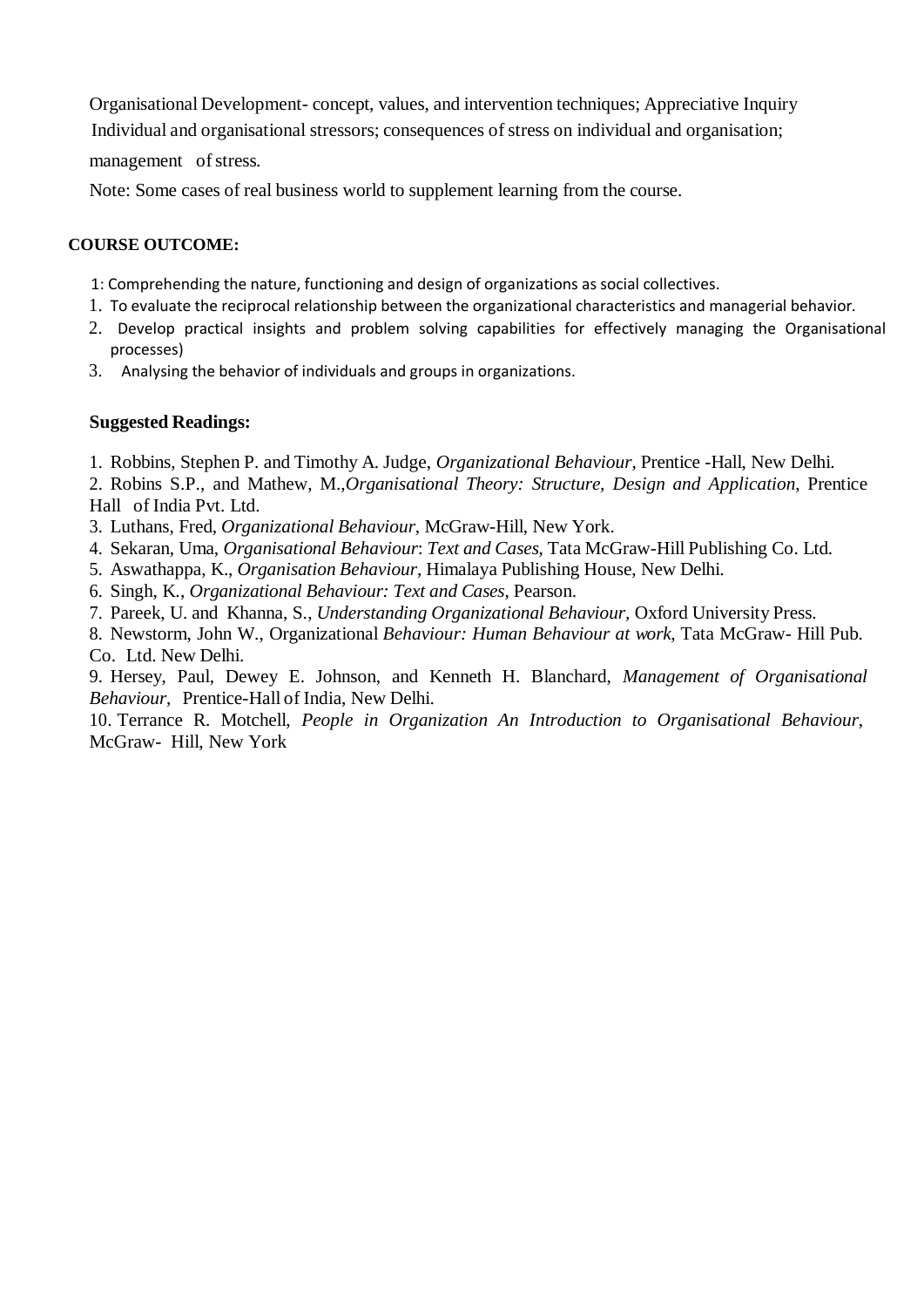Organisational Development- concept, values, and intervention techniques; Appreciative Inquiry
Individual and organisational stressors; consequences of stress on individual and organisation; management of stress.

Note: Some cases of real business world to supplement learning from the course.

**COURSE OUTCOME:**

1: Comprehending the nature, functioning and design of organizations as social collectives.

1. To evaluate the reciprocal relationship between the organizational characteristics and managerial behavior.
2. Develop practical insights and problem solving capabilities for effectively managing the Organisational processes)
3. Analysing the behavior of individuals and groups in organizations.

**Suggested Readings:**

1. Robbins, Stephen P. and Timothy A. Judge, *Organizational Behaviour*, Prentice -Hall, New Delhi.
2. Robins S.P., and Mathew, M.,*Organisational Theory: Structure, Design and Application*, Prentice Hall of India Pvt. Ltd.
3. Luthans, Fred, *Organizational Behaviour*, McGraw-Hill, New York.
4. Sekaran, Uma, *Organisational Behaviour*: *Text and Cases*, Tata McGraw-Hill Publishing Co. Ltd.
5. Aswathappa, K., *Organisation Behaviour*, Himalaya Publishing House, New Delhi.
6. Singh, K., *Organizational Behaviour: Text and Cases*, Pearson.
7. Pareek, U. and Khanna, S., *Understanding Organizational Behaviour*, Oxford University Press.
8. Newstorm, John W., Organizational *Behaviour: Human Behaviour at work*, Tata McGraw- Hill Pub. Co. Ltd. New Delhi.
9. Hersey, Paul, Dewey E. Johnson, and Kenneth H. Blanchard, *Management of Organisational Behaviour*, Prentice-Hall of India, New Delhi.
10. Terrance R. Motchell, *People in Organization An Introduction to Organisational Behaviour*, McGraw- Hill, New York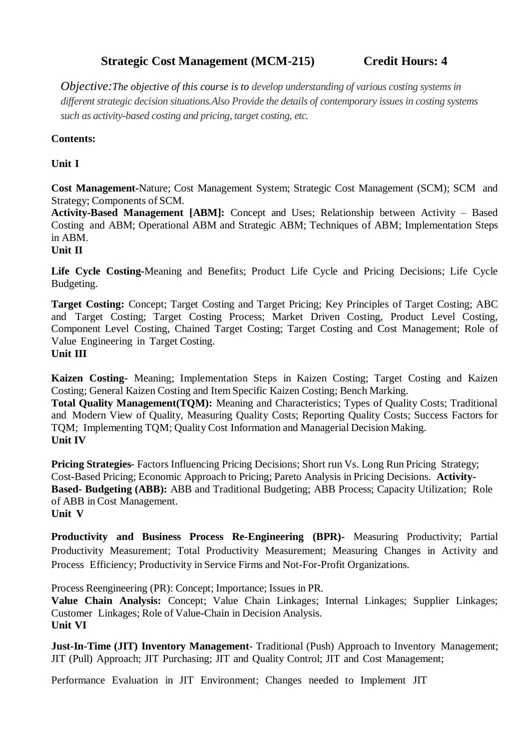## Strategic Cost Management (MCM-215) Credit Hours: 4

*Objective: The objective of this course is to develop understanding of various costing systems in different strategic decision situations. Also Provide the details of contemporary issues in costing systems such as activity-based costing and pricing, target costing, etc.*

**Contents:**

**Unit I**

**Cost Management-**Nature; Cost Management System; Strategic Cost Management (SCM); SCM and Strategy; Components of SCM.

**Activity-Based Management [ABM]:** Concept and Uses; Relationship between Activity – Based Costing and ABM; Operational ABM and Strategic ABM; Techniques of ABM; Implementation Steps in ABM.

**Unit II**

**Life Cycle Costing-**Meaning and Benefits; Product Life Cycle and Pricing Decisions; Life Cycle Budgeting.

**Target Costing:** Concept; Target Costing and Target Pricing; Key Principles of Target Costing; ABC and Target Costing; Target Costing Process; Market Driven Costing, Product Level Costing, Component Level Costing, Chained Target Costing; Target Costing and Cost Management; Role of Value Engineering in Target Costing.

**Unit III**

**Kaizen Costing-** Meaning; Implementation Steps in Kaizen Costing; Target Costing and Kaizen Costing; General Kaizen Costing and Item Specific Kaizen Costing; Bench Marking.

**Total Quality Management(TQM):** Meaning and Characteristics; Types of Quality Costs; Traditional and Modern View of Quality, Measuring Quality Costs; Reporting Quality Costs; Success Factors for TQM; Implementing TQM; Quality Cost Information and Managerial Decision Making.

**Unit IV**

**Pricing Strategies**- Factors Influencing Pricing Decisions; Short run Vs. Long Run Pricing Strategy; Cost-Based Pricing; Economic Approach to Pricing; Pareto Analysis in Pricing Decisions. **Activity-Based- Budgeting (ABB):** ABB and Traditional Budgeting; ABB Process; Capacity Utilization; Role of ABB in Cost Management.

**Unit V**

**Productivity and Business Process Re-Engineering (BPR)-** Measuring Productivity; Partial Productivity Measurement; Total Productivity Measurement; Measuring Changes in Activity and Process Efficiency; Productivity in Service Firms and Not-For-Profit Organizations.

Process Reengineering (PR): Concept; Importance; Issues in PR.

**Value Chain Analysis:** Concept; Value Chain Linkages; Internal Linkages; Supplier Linkages; Customer Linkages; Role of Value-Chain in Decision Analysis.

**Unit VI**

**Just-In-Time (JIT) Inventory Management**- Traditional (Push) Approach to Inventory Management; JIT (Pull) Approach; JIT Purchasing; JIT and Quality Control; JIT and Cost Management;

Performance Evaluation in JIT Environment; Changes needed to Implement JIT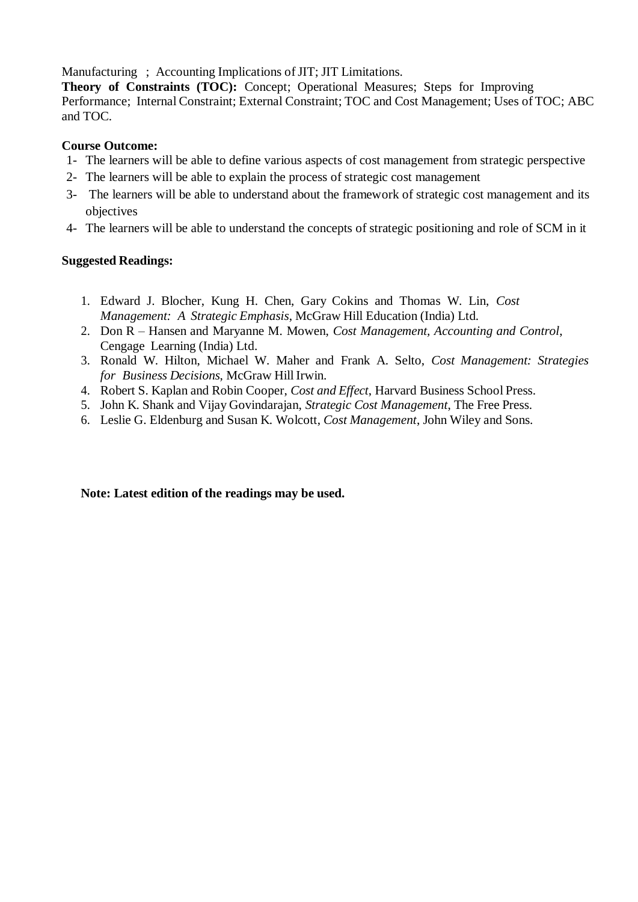Manufacturing ; Accounting Implications of JIT; JIT Limitations.

**Theory of Constraints (TOC):** Concept; Operational Measures; Steps for Improving Performance; Internal Constraint; External Constraint; TOC and Cost Management; Uses of TOC; ABC and TOC.

**Course Outcome:**

1- The learners will be able to define various aspects of cost management from strategic perspective
2- The learners will be able to explain the process of strategic cost management
3- The learners will be able to understand about the framework of strategic cost management and its objectives
4- The learners will be able to understand the concepts of strategic positioning and role of SCM in it

**Suggested Readings:**

1. Edward J. Blocher, Kung H. Chen, Gary Cokins and Thomas W. Lin, *Cost Management: A Strategic Emphasis*, McGraw Hill Education (India) Ltd.
2. Don R – Hansen and Maryanne M. Mowen, *Cost Management, Accounting and Control*, Cengage Learning (India) Ltd.
3. Ronald W. Hilton, Michael W. Maher and Frank A. Selto, *Cost Management: Strategies for Business Decisions*, McGraw Hill Irwin.
4. Robert S. Kaplan and Robin Cooper, *Cost and Effect*, Harvard Business School Press.
5. John K. Shank and Vijay Govindarajan, *Strategic Cost Management*, The Free Press.
6. Leslie G. Eldenburg and Susan K. Wolcott, *Cost Management*, John Wiley and Sons.

**Note: Latest edition of the readings may be used.**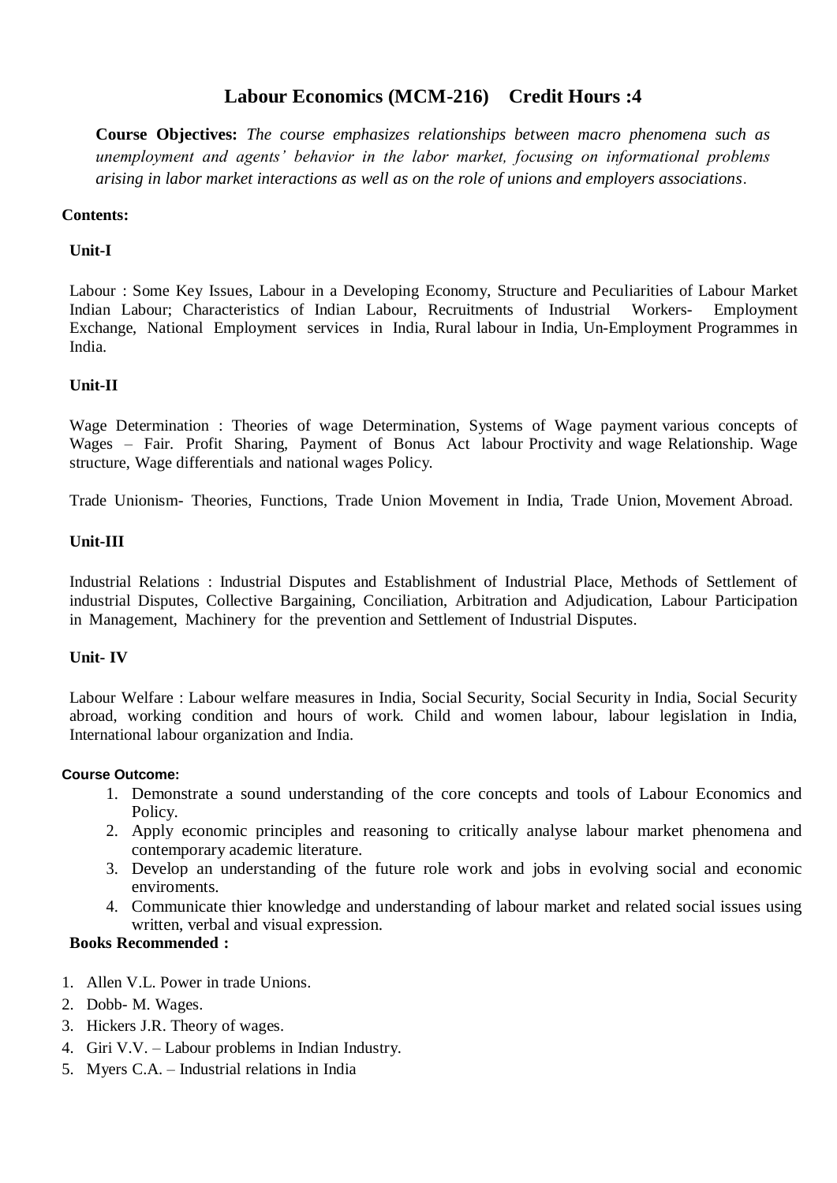# Labour Economics (MCM-216) Credit Hours :4

**Course Objectives:** *The course emphasizes relationships between macro phenomena such as unemployment and agents' behavior in the labor market, focusing on informational problems arising in labor market interactions as well as on the role of unions and employers associations*.

**Contents:**

**Unit-I**

Labour : Some Key Issues, Labour in a Developing Economy, Structure and Peculiarities of Labour Market Indian Labour; Characteristics of Indian Labour, Recruitments of Industrial Workers- Employment Exchange, National Employment services in India, Rural labour in India, Un-Employment Programmes in India.

**Unit-II**

Wage Determination : Theories of wage Determination, Systems of Wage payment various concepts of Wages – Fair. Profit Sharing, Payment of Bonus Act labour Proctivity and wage Relationship. Wage structure, Wage differentials and national wages Policy.

Trade Unionism- Theories, Functions, Trade Union Movement in India, Trade Union, Movement Abroad.

**Unit-III**

Industrial Relations : Industrial Disputes and Establishment of Industrial Place, Methods of Settlement of industrial Disputes, Collective Bargaining, Conciliation, Arbitration and Adjudication, Labour Participation in Management, Machinery for the prevention and Settlement of Industrial Disputes.

**Unit- IV**

Labour Welfare : Labour welfare measures in India, Social Security, Social Security in India, Social Security abroad, working condition and hours of work. Child and women labour, labour legislation in India, International labour organization and India.

**Course Outcome:**

1. Demonstrate a sound understanding of the core concepts and tools of Labour Economics and Policy.
2. Apply economic principles and reasoning to critically analyse labour market phenomena and contemporary academic literature.
3. Develop an understanding of the future role work and jobs in evolving social and economic enviroments.
4. Communicate thier knowledge and understanding of labour market and related social issues using written, verbal and visual expression.

**Books Recommended :**

1. Allen V.L. Power in trade Unions.
2. Dobb- M. Wages.
3. Hickers J.R. Theory of wages.
4. Giri V.V. – Labour problems in Indian Industry.
5. Myers C.A. – Industrial relations in India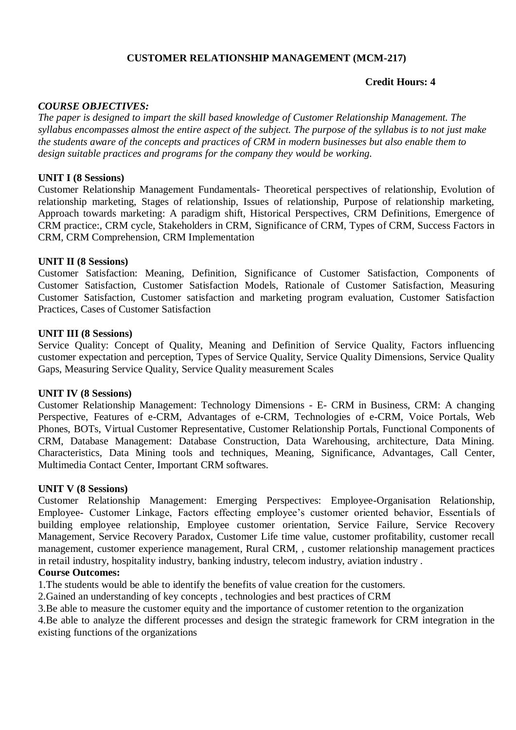## CUSTOMER RELATIONSHIP MANAGEMENT (MCM-217)

**Credit Hours: 4**

***COURSE OBJECTIVES:***

*The paper is designed to impart the skill based knowledge of Customer Relationship Management. The syllabus encompasses almost the entire aspect of the subject. The purpose of the syllabus is to not just make the students aware of the concepts and practices of CRM in modern businesses but also enable them to design suitable practices and programs for the company they would be working.*

**UNIT I (8 Sessions)**

Customer Relationship Management Fundamentals- Theoretical perspectives of relationship, Evolution of relationship marketing, Stages of relationship, Issues of relationship, Purpose of relationship marketing, Approach towards marketing: A paradigm shift, Historical Perspectives, CRM Definitions, Emergence of CRM practice:, CRM cycle, Stakeholders in CRM, Significance of CRM, Types of CRM, Success Factors in CRM, CRM Comprehension, CRM Implementation

**UNIT II (8 Sessions)**

Customer Satisfaction: Meaning, Definition, Significance of Customer Satisfaction, Components of Customer Satisfaction, Customer Satisfaction Models, Rationale of Customer Satisfaction, Measuring Customer Satisfaction, Customer satisfaction and marketing program evaluation, Customer Satisfaction Practices, Cases of Customer Satisfaction

**UNIT III (8 Sessions)**

Service Quality: Concept of Quality, Meaning and Definition of Service Quality, Factors influencing customer expectation and perception, Types of Service Quality, Service Quality Dimensions, Service Quality Gaps, Measuring Service Quality, Service Quality measurement Scales

**UNIT IV (8 Sessions)**

Customer Relationship Management: Technology Dimensions - E- CRM in Business, CRM: A changing Perspective, Features of e-CRM, Advantages of e-CRM, Technologies of e-CRM, Voice Portals, Web Phones, BOTs, Virtual Customer Representative, Customer Relationship Portals, Functional Components of CRM, Database Management: Database Construction, Data Warehousing, architecture, Data Mining. Characteristics, Data Mining tools and techniques, Meaning, Significance, Advantages, Call Center, Multimedia Contact Center, Important CRM softwares.

**UNIT V (8 Sessions)**

Customer Relationship Management: Emerging Perspectives: Employee-Organisation Relationship, Employee- Customer Linkage, Factors effecting employee's customer oriented behavior, Essentials of building employee relationship, Employee customer orientation, Service Failure, Service Recovery Management, Service Recovery Paradox, Customer Life time value, customer profitability, customer recall management, customer experience management, Rural CRM, , customer relationship management practices in retail industry, hospitality industry, banking industry, telecom industry, aviation industry .

**Course Outcomes:**

1.The students would be able to identify the benefits of value creation for the customers.

2.Gained an understanding of key concepts , technologies and best practices of CRM

3.Be able to measure the customer equity and the importance of customer retention to the organization

4.Be able to analyze the different processes and design the strategic framework for CRM integration in the existing functions of the organizations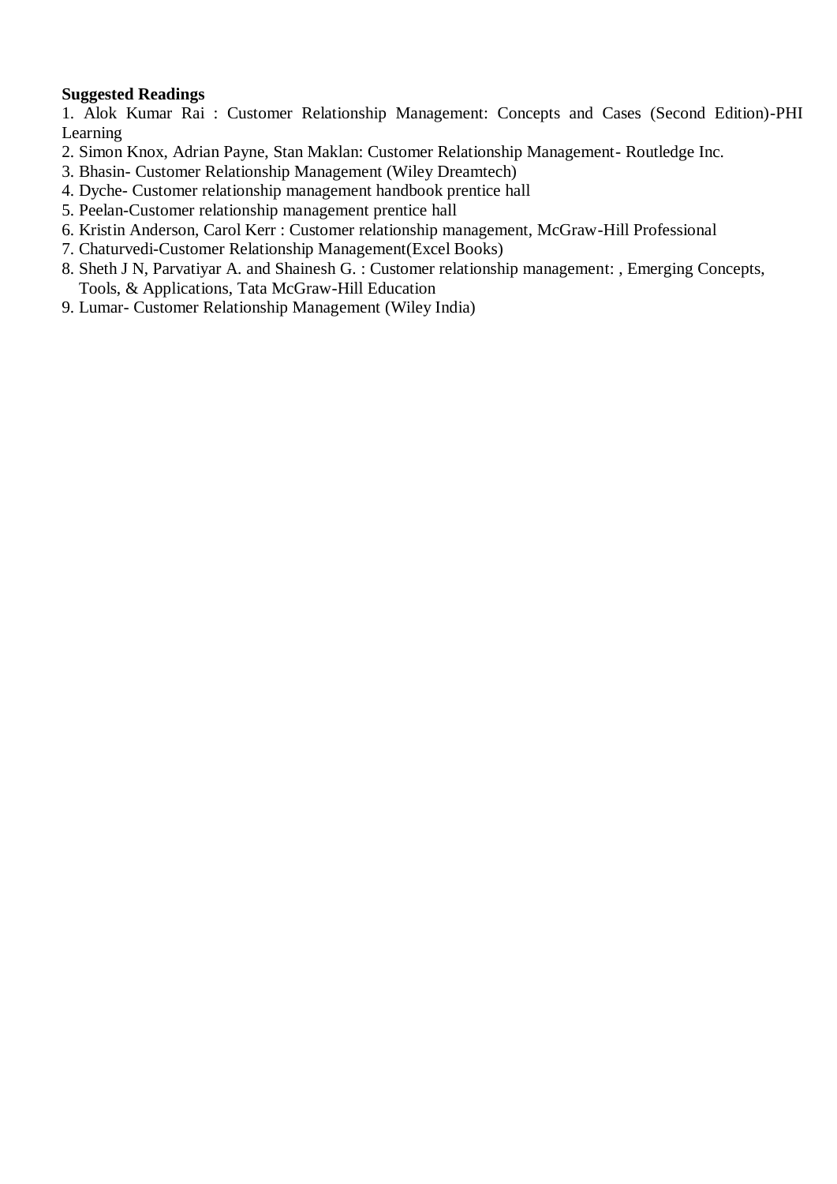**Suggested Readings**

1. Alok Kumar Rai : Customer Relationship Management: Concepts and Cases (Second Edition)-PHI Learning
2. Simon Knox, Adrian Payne, Stan Maklan: Customer Relationship Management- Routledge Inc.
3. Bhasin- Customer Relationship Management (Wiley Dreamtech)
4. Dyche- Customer relationship management handbook prentice hall
5. Peelan-Customer relationship management prentice hall
6. Kristin Anderson, Carol Kerr : Customer relationship management, McGraw-Hill Professional
7. Chaturvedi-Customer Relationship Management(Excel Books)
8. Sheth J N, Parvatiyar A. and Shainesh G. : Customer relationship management: , Emerging Concepts, Tools, & Applications, Tata McGraw-Hill Education
9. Lumar- Customer Relationship Management (Wiley India)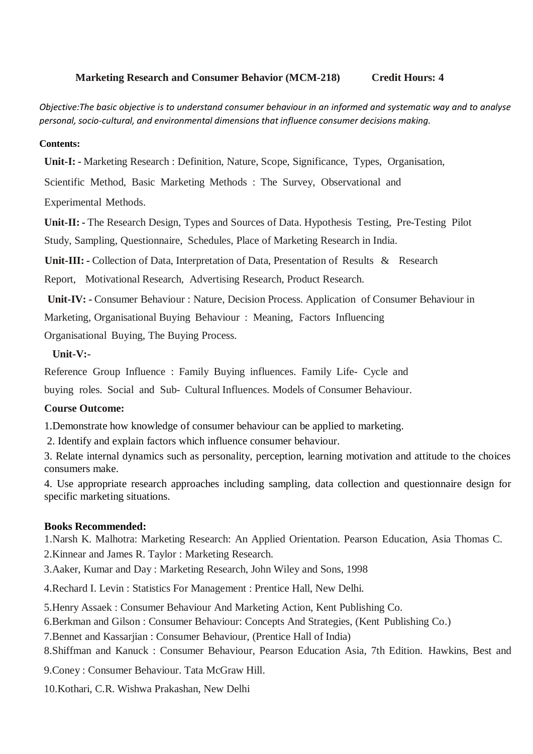## Marketing Research and Consumer Behavior (MCM-218) Credit Hours: 4

*Objective:The basic objective is to understand consumer behaviour in an informed and systematic way and to analyse personal, socio-cultural, and environmental dimensions that influence consumer decisions making.*

**Contents:**

**Unit-I: -** Marketing Research : Definition, Nature, Scope, Significance, Types, Organisation, Scientific Method, Basic Marketing Methods : The Survey, Observational and Experimental Methods.

**Unit-II: -** The Research Design, Types and Sources of Data. Hypothesis Testing, Pre-Testing Pilot Study, Sampling, Questionnaire, Schedules, Place of Marketing Research in India.

**Unit-III: -** Collection of Data, Interpretation of Data, Presentation of Results & Research Report, Motivational Research, Advertising Research, Product Research.

**Unit-IV: -** Consumer Behaviour : Nature, Decision Process. Application of Consumer Behaviour in Marketing, Organisational Buying Behaviour : Meaning, Factors Influencing Organisational Buying, The Buying Process.

**Unit-V:-**

Reference Group Influence : Family Buying influences. Family Life- Cycle and buying roles. Social and Sub- Cultural Influences. Models of Consumer Behaviour.

**Course Outcome:**

1.Demonstrate how knowledge of consumer behaviour can be applied to marketing.

2. Identify and explain factors which influence consumer behaviour.

3. Relate internal dynamics such as personality, perception, learning motivation and attitude to the choices consumers make.

4. Use appropriate research approaches including sampling, data collection and questionnaire design for specific marketing situations.

**Books Recommended:**

1.Narsh K. Malhotra: Marketing Research: An Applied Orientation. Pearson Education, Asia Thomas C.

2.Kinnear and James R. Taylor : Marketing Research.

3.Aaker, Kumar and Day : Marketing Research, John Wiley and Sons, 1998

4.Rechard I. Levin : Statistics For Management : Prentice Hall, New Delhi.

5.Henry Assaek : Consumer Behaviour And Marketing Action, Kent Publishing Co.

6.Berkman and Gilson : Consumer Behaviour: Concepts And Strategies, (Kent Publishing Co.)

7.Bennet and Kassarjian : Consumer Behaviour, (Prentice Hall of India)

8.Shiffman and Kanuck : Consumer Behaviour, Pearson Education Asia, 7th Edition. Hawkins, Best and

9.Coney : Consumer Behaviour. Tata McGraw Hill.

10.Kothari, C.R. Wishwa Prakashan, New Delhi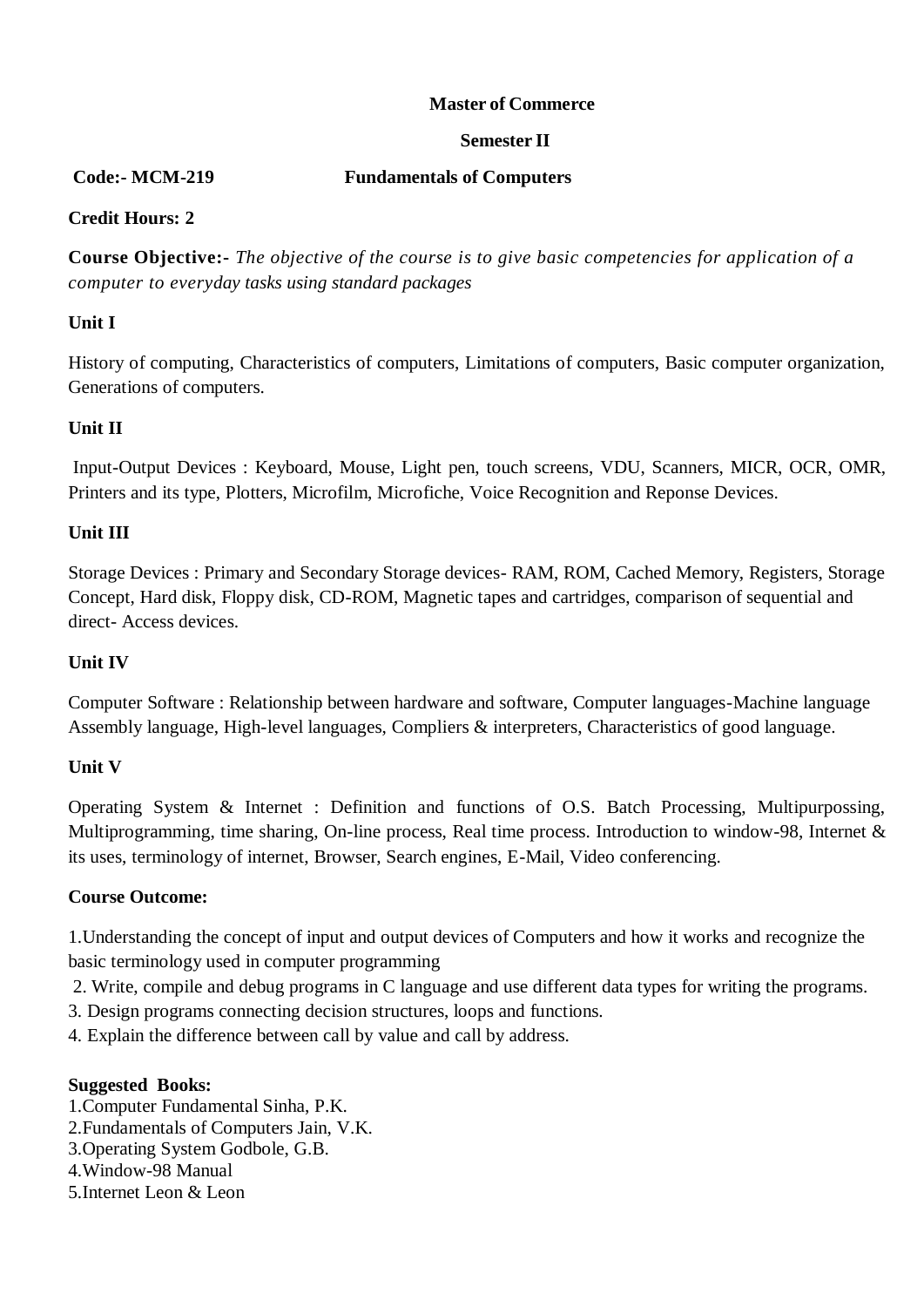**Master of Commerce**

**Semester II**

**Code:- MCM-219** **Fundamentals of Computers**

**Credit Hours: 2**

**Course Objective:-** *The objective of the course is to give basic competencies for application of a computer to everyday tasks using standard packages*

**Unit I**

History of computing, Characteristics of computers, Limitations of computers, Basic computer organization, Generations of computers.

**Unit II**

Input-Output Devices : Keyboard, Mouse, Light pen, touch screens, VDU, Scanners, MICR, OCR, OMR, Printers and its type, Plotters, Microfilm, Microfiche, Voice Recognition and Reponse Devices.

**Unit III**

Storage Devices : Primary and Secondary Storage devices- RAM, ROM, Cached Memory, Registers, Storage Concept, Hard disk, Floppy disk, CD-ROM, Magnetic tapes and cartridges, comparison of sequential and direct- Access devices.

**Unit IV**

Computer Software : Relationship between hardware and software, Computer languages-Machine language Assembly language, High-level languages, Compliers & interpreters, Characteristics of good language.

**Unit V**

Operating System & Internet : Definition and functions of O.S. Batch Processing, Multipurpossing, Multiprogramming, time sharing, On-line process, Real time process. Introduction to window-98, Internet & its uses, terminology of internet, Browser, Search engines, E-Mail, Video conferencing.

**Course Outcome:**

1. Understanding the concept of input and output devices of Computers and how it works and recognize the basic terminology used in computer programming
2. Write, compile and debug programs in C language and use different data types for writing the programs.
3. Design programs connecting decision structures, loops and functions.
4. Explain the difference between call by value and call by address.

**Suggested Books:**

1. Computer Fundamental Sinha, P.K.
2. Fundamentals of Computers Jain, V.K.
3. Operating System Godbole, G.B.
4. Window-98 Manual
5. Internet Leon & Leon